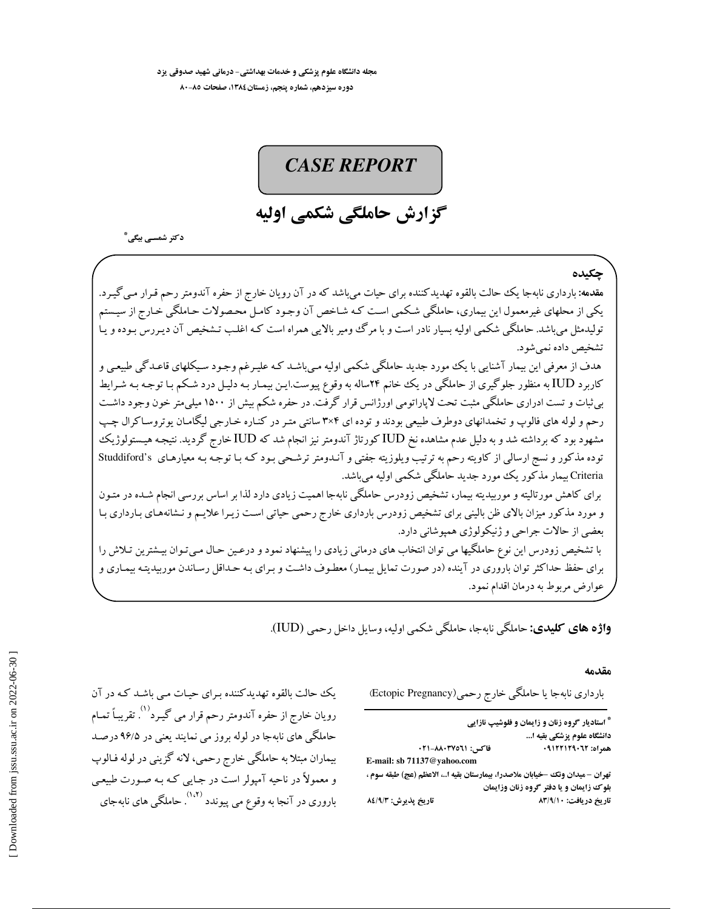# CASE REPORT

# گزارش حاملگی شکمی اولیه

دکتر شمسی بیگی*

## چکیده

**مقدمه:** بارداری نابه‌جا یک حالت بالقوه تهدیدکننده برای حیات می‌باشد که در آن رویان خارج از حفره آندومتر رحم قرار می‌گیرد. یکی از محلهای غیرمعمول این بیماری، حاملگی شکمی است که شاخص آن وجود کامل محصولات حاملگی خارج از سیستم تولیدمثل می‌باشد. حاملگی شکمی اولیه بسیار نادر است و با مرگ ومیر بالایی همراه است که اغلب تشخیص آن دیررس بوده و یا تشخیص داده نمی‌شود.

هدف از معرفی این بیمار آشنایی با یک مورد جدید حاملگی شکمی اولیه می‌باشد که علیرغم وجود سیکلهای قاعدگی طبیعی و کاربرد IUD به منظور جلوگیری از حاملگی در یک خانم ۲۴ساله به وقوع پیوست.این بیمار به دلیل درد شکم با توجه به شرایط بی‌ثبات و تست ادراری حاملگی مثبت تحت لاپاراتومی اورژانس قرار گرفت. در حفره شکم بیش از ۱۵۰۰ میلی‌متر خون وجود داشت رحم و لوله های فالوپ و تخمدانهای دوطرف طبیعی بودند و توده ای ۴×۳ سانتی متر در کناره خارجی لیگامان یوتروساکرال چپ مشهود بود که برداشته شد و به دلیل عدم مشاهده نخ IUD کورتاژ آندومتر نیز انجام شد که IUD خارج گردید. نتیجه هیستولوژیک توده مذکور و نسج ارسالی از کاویته رحم به ترتیب ویلوزیته جفتی و آندومتر ترشحی بود که با توجه به معیارهای Studdiford's Criteria بیمار مذکور یک مورد جدید حاملگی شکمی اولیه می‌باشد.

برای کاهش مورتالیته و موربیدیته بیمار، تشخیص زودرس حاملگی نابه‌جا اهمیت زیادی دارد لذا بر اساس بررسی انجام شده در متون و مورد مذکور میزان بالای ظن بالینی برای تشخیص زودرس بارداری خارج رحمی حیاتی است زیرا علایم و نشانه‌های بارداری با بعضی از حالات جراحی و ژنیکولوژی همپوشانی دارد.

با تشخیص زودرس این نوع حاملگیها می توان انتخاب های درمانی زیادی را پیشنهاد نمود و درعین حال می‌توان بیشترین تلاش را برای حفظ حداکثر توان باروری در آینده (در صورت تمایل بیمار) معطوف داشت و برای به حداقل رساندن موربیدیته بیماری و عوارض مربوط به درمان اقدام نمود.

**واژه های کلیدی:** حاملگی نابه‌جا، حاملگی شکمی اولیه، وسایل داخل رحمی (IUD).

## مقدمه

بارداری نابه‌جا یا حاملگی خارج رحمی(Ectopic Pregnancy) یک حالت بالقوه تهدیدکننده برای حیات می باشد که در آن رویان خارج از حفره آندومتر رحم قرار می گیرد[1]. تقریباً تمام حاملگی های نابه‌جا در لوله بروز می نمایند یعنی در ۹۶/۵ درصد بیماران مبتلا به حاملگی خارج رحمی، لانه گزینی در لوله فالوپ و معمولاً در ناحیه آمپولر است در جایی که به صورت طبیعی باروری در آنجا به وقوع می پیوندد[1,2]. حاملگی های نابه‌جای

---

* استادیار گروه زنان و زایمان و فلوشیپ نازایی
دانشگاه علوم پزشکی بقیه ا...
همراه: ۰۹۱۲۲۱۲۹۰۶۲ &nbsp;&nbsp;&nbsp; فاکس: ۰۲۱-۸۸۰۳۷۵۶۱
E-mail: sb 71137@yahoo.com
تهران –میدان ونک –خیابان ملاصدرا، بیمارستان بقیه ا... الاعظم (عج) طبقه سوم ، بلوک زایمان و یا دفتر گروه زنان وزایمان
تاریخ دریافت: ۸۳/۹/۱۰ &nbsp;&nbsp;&nbsp; تاریخ پذیرش: ۸٤/۹/۳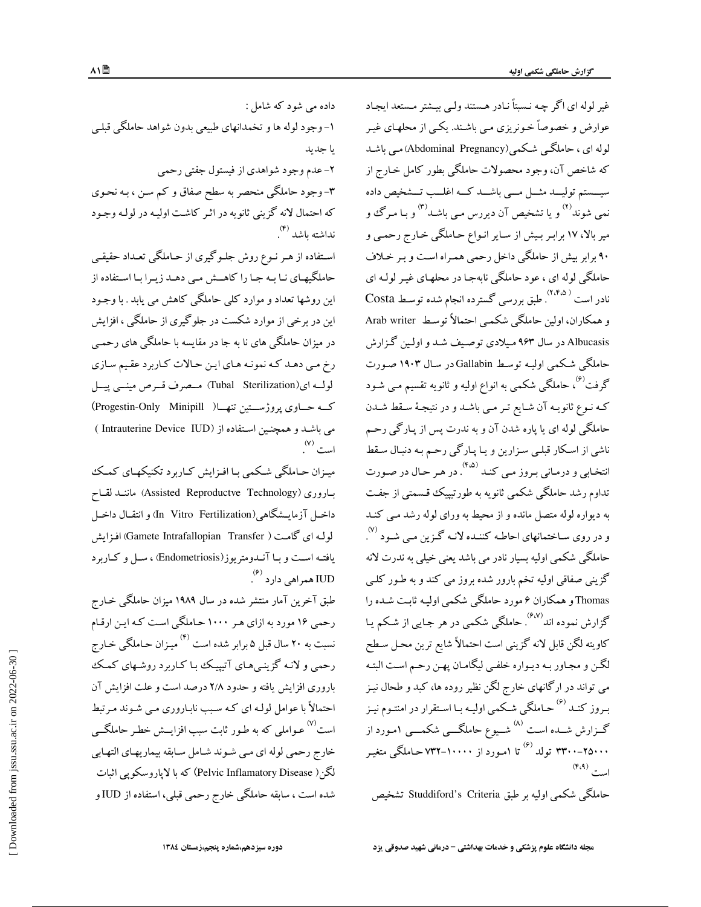غیر لوله ای اگر چه نسبتاً نادر هستند ولی بیشتر مستعد ایجاد عوارض و خصوصاً خونریزی می باشند. یکی از محلهای غیر لوله ای ، حاملگی شکمی(Abdominal Pregnancy) می باشد که شاخص آن، وجود محصولات حاملگی بطور کامل خارج از سیستم تولید مثل می باشد که اغلب تشخیص داده نمی شوند[۲] و یا تشخیص آن دیررس می باشد[۳] و با مرگ و میر بالا، ۱۷ برابر بیش از سایر انواع حاملگی خارج رحمی و ۹۰ برابر بیش از حاملگی داخل رحمی همراه است و بر خلاف حاملگی لوله ای ، عود حاملگی نابه‌جا در محلهای غیر لوله ای نادر است[۲،۴،۵]. طبق بررسی گسترده انجام شده توسط Costa و همکاران، اولین حاملگی شکمی احتمالاً توسط Arab writer Albucasis در سال ۹۶۳ میلادی توصیف شد و اولین گزارش حاملگی شکمی اولیه توسط Gallabin در سال ۱۹۰۳ صورت گرفت[۶]، حاملگی شکمی به انواع اولیه و ثانویه تقسیم می شود که نوع ثانویه آن شایع تر می باشد و در نتیجهٔ سقط شدن حاملگی لوله ای یا پاره شدن آن و به ندرت پس از پارگی رحم ناشی از اسکار قبلی سزارین و یا پارگی رحم به دنبال سقط انتخابی و درمانی بروز می کند[۴،۵]. در هر حال در صورت تداوم رشد حاملگی شکمی ثانویه به طورتیپیک قسمتی از جفت به دیواره لوله متصل مانده و از محیط به ورای لوله رشد می کند و در روی ساختمانهای احاطه کننده لانه گزین می شود[۷]. حاملگی شکمی اولیه بسیار نادر می باشد یعنی خیلی به ندرت لانه گزینی صفاقی اولیه تخم بارور شده بروز می کند و به طور کلی Thomas و همکاران ۶ مورد حاملگی شکمی اولیه ثابت شده را گزارش نموده اند[۶،۷]. حاملگی شکمی در هر جایی از شکم یا کاویته لگن قابل لانه گزینی است احتمالاً شایع ترین محل سطح لگن و مجاور به دیواره خلفی لیگامان پهن رحم است البته می تواند در ارگانهای خارج لگن نظیر روده ها، کبد و طحال نیز بروز کند[۶] حاملگی شکمی اولیه با استقرار در امنتوم نیز گزارش شده است[۸] شیوع حاملگی شکمی ۱مورد از ۲۵۰۰۰-۳۳۰۰ تولد[۶] تا ۱مورد از ۱۰۰۰۰-۷۳۲ حاملگی متغیر است[۴،۹]

حاملگی شکمی اولیه بر طبق Studdiford's Criteria تشخیص داده می شود که شامل :

۱- وجود لوله ها و تخمدانهای طبیعی بدون شواهد حاملگی قبلی یا جدید

۲- عدم وجود شواهدی از فیستول جفتی رحمی

۳- وجود حاملگی منحصر به سطح صفاق و کم سن ، به نحوی که احتمال لانه گزینی ثانویه در اثر کاشت اولیه در لوله وجود نداشته باشد[۴].

استفاده از هر نوع روش جلوگیری از حاملگی تعداد حقیقی حاملگیهای نا به جا را کاهش می دهد زیرا با استفاده از این روشها تعداد و موارد کلی حاملگی کاهش می یابد . با وجود این در برخی از موارد شکست در جلوگیری از حاملگی ، افزایش در میزان حاملگی های نا به جا در مقایسه با حاملگی های رحمی رخ می دهد که نمونه های این حالات کاربرد عقیم سازی لوله ای(Tubal Sterilization) مصرف قرص مینی پیل که حاوی پروژستین تنها( Progestin-Only Minipill) می باشد و همچنین استفاده از (Intrauterine Device IUD ) است[۷].

میزان حاملگی شکمی با افزایش کاربرد تکنیکهای کمک باروری (Assisted Reproductve Technology) مانند لقاح داخل آزمایشگاهی(In Vitro Fertilization) و انتقال داخل لوله ای گامت ( Gamete Intrafallopian Transfer) افزایش یافته است و با آندومتریوز(Endometriosis) ، سل و کاربرد IUD همراهی دارد[۶].

طبق آخرین آمار منتشر شده در سال ۱۹۸۹ میزان حاملگی خارج رحمی ۱۶ مورد به ازای هر ۱۰۰۰ حاملگی است که این ارقام نسبت به ۲۰ سال قبل ۵ برابر شده است[۴] میزان حاملگی خارج رحمی و لانه گزینی‌های آتیپیک با کاربرد روشهای کمک باروری افزایش یافته و حدود ۲/۸ درصد است و علت افزایش آن احتمالاً با عوامل لوله ای که سبب ناباروری می شوند مرتبط است[۷] عواملی که به طور ثابت سبب افزایش خطر حاملگی خارج رحمی لوله ای می شوند شامل سابقه بیماریهای التهابی لگن( Pelvic Inflamatory Disease) که با لاپاروسکوپی اثبات شده است ، سابقه حاملگی خارج رحمی قبلی، استفاده از IUD و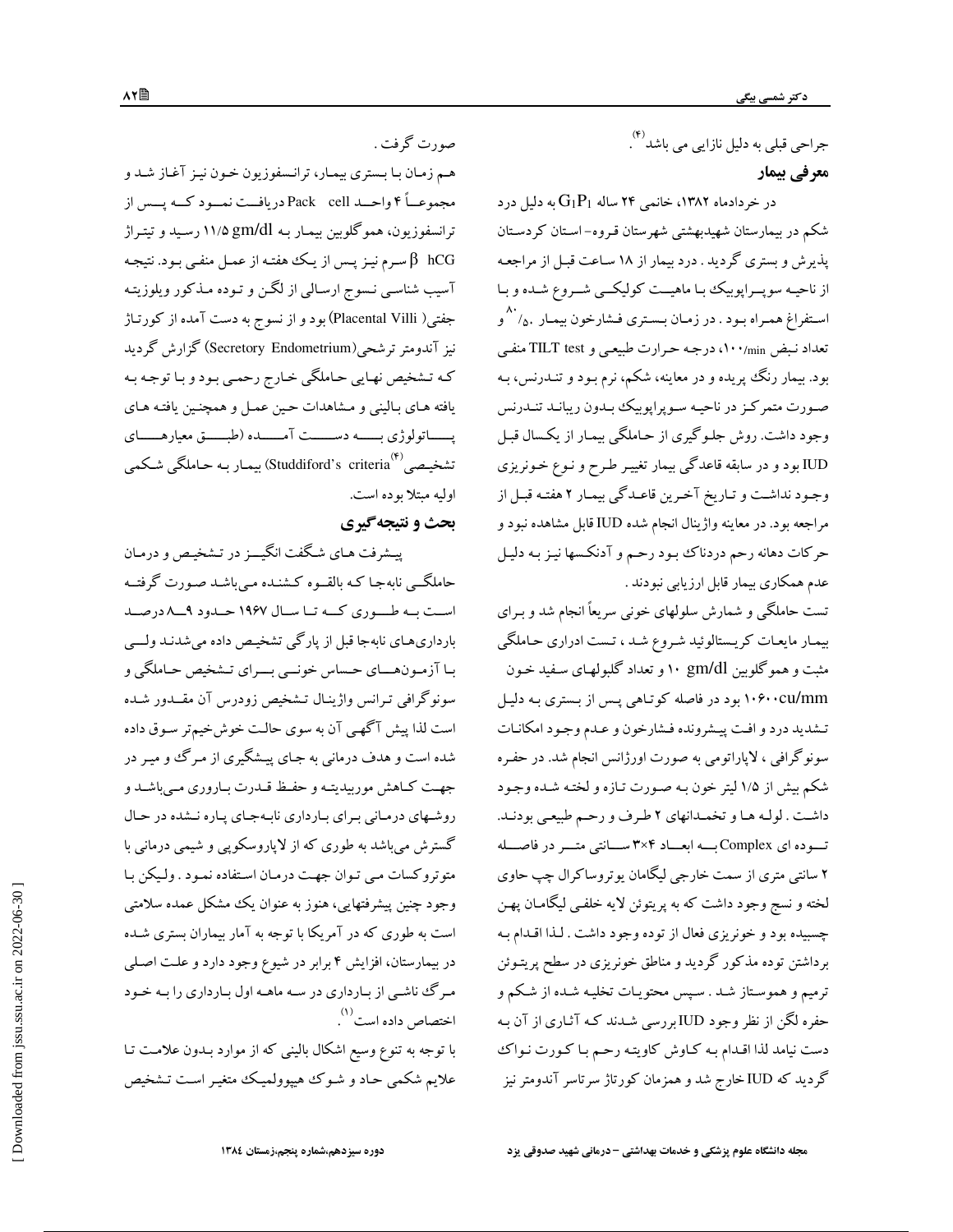جراحی قبلی به دلیل نازایی می باشد[4].

## معرفی بیمار

در خردادماه ۱۳۸۲، خانمی ۲۴ ساله $G_1P_1$ به دلیل درد شکم در بیمارستان شهیدبهشتی شهرستان قروه- استان کردستان پذیرش و بستری گردید. درد بیمار از ۱۸ ساعت قبل از مراجعه از ناحیه سوپراپوبیک با ماهیت کولیکی شروع شده و با استفراغ همراه بود. در زمان بستری فشارخون بیمار $\frac{80}{50}$ و تعداد نبض ۱۰۰/min، درجه حرارت طبیعی و TILT test منفی بود. بیمار رنگ پریده و در معاینه، شکم، نرم بود و تندرنس، به صورت متمرکز در ناحیه سوپراپوبیک بدون ریباند تندرنس وجود داشت. روش جلوگیری از حاملگی بیمار از یکسال قبل IUD بود و در سابقه قاعدگی بیمار تغییر طرح و نوع خونریزی وجود نداشت و تاریخ آخرین قاعدگی بیمار ۲ هفته قبل از مراجعه بود. در معاینه واژینال انجام شده IUD قابل مشاهده نبود و حرکات دهانه رحم دردناک بود رحم و آدنکسها نیز به دلیل عدم همکاری بیمار قابل ارزیابی نبودند.

تست حاملگی و شمارش سلولهای خونی سریعاً انجام شد و برای بیمار مایعات کریستالوئید شروع شد، تست ادراری حاملگی مثبت و هموگلوبین ۱۰ gm/dl و تعداد گلبولهای سفید خون ۱۰۶۰۰cu/mm بود در فاصله کوتاهی پس از بستری به دلیل تشدید درد و افت پیشرونده فشارخون و عدم وجود امکانات سونوگرافی، لاپاراتومی به صورت اورژانس انجام شد. در حفره شکم بیش از ۱/۵ لیتر خون به صورت تازه و لخته شده وجود داشت. لوله ها و تخمدانهای ۲ طرف و رحم طبیعی بودند. توده ای Complex به ابعاد ۳×۴ سانتی متر در فاصله ۲ سانتی متری از سمت خارجی لیگامان یوتروساکرال چپ حاوی لخته و نسج وجود داشت که به پریتوئن لایه خلفی لیگامان پهن چسبیده بود و خونریزی فعال از توده وجود داشت. لذا اقدام به برداشتن توده مذکور گردید و مناطق خونریزی در سطح پریتوئن ترمیم و هموستاز شد. سپس محتویات تخلیه شده از شکم و حفره لگن از نظر وجود IUD بررسی شدند که آثاری از آن به دست نیامد لذا اقدام به کاوش کاویته رحم با کورت نواک گردید که IUD خارج شد و همزمان کورتاژ سرتاسر آندومتر نیز صورت گرفت.

هم زمان با بستری بیمار، ترانسفوزیون خون نیز آغاز شد و مجموعاً ۴ واحد Pack cell دریافت نمود که پس از ترانسفوزیون، هموگلوبین بیمار به ۱۱/۵ gm/dl رسید و تیتراژ $\beta$ hCG سرم نیز پس از یک هفته از عمل منفی بود. نتیجه آسیب شناسی نسوج ارسالی از لگن و توده مذکور ویلوزیته جفتی( Placental Villi) بود و از نسوج به دست آمده از کورتاژ نیز آندومتر ترشحی(Secretory Endometrium) گزارش گردید که تشخیص نهایی حاملگی خارج رحمی بود و با توجه به یافته های بالینی و مشاهدات حین عمل و همچنین یافته های پاتولوژی به دست آمده (طبق معیارهای تشخیصی[4] Studdiford's criteria) بیمار به حاملگی شکمی اولیه مبتلا بوده است.

## بحث و نتیجه‌گیری

پیشرفت های شگفت انگیز در تشخیص و درمان حاملگی نابه‌جا که بالقوه کشنده می‌باشد صورت گرفته است به طوری که تا سال ۱۹۶۷ حدود ۹-۸ درصد بارداری‌های نابه‌جا قبل از پارگی تشخیص داده می‌شدند ولی با آزمون‌های حساس خونی برای تشخیص حاملگی و سونوگرافی ترانس واژینال تشخیص زودرس آن مقدور شده است لذا پیش آگهی آن به سوی حالت خوش‌خیم‌تر سوق داده شده است و هدف درمانی به جای پیشگیری از مرگ و میر در جهت کاهش موربیدیته و حفظ قدرت باروری می‌باشد و روشهای درمانی برای بارداری نابه‌جای پاره نشده در حال گسترش می‌باشد به طوری که از لاپاروسکوپی و شیمی درمانی با متوتروکسات می توان جهت درمان استفاده نمود. ولیکن با وجود چنین پیشرفتهایی، هنوز به عنوان یک مشکل عمده سلامتی است به طوری که در آمریکا با توجه به آمار بیماران بستری شده در بیمارستان، افزایش ۴ برابر در شیوع وجود دارد و علت اصلی مرگ ناشی از بارداری در سه ماهه اول بارداری را به خود اختصاص داده است[1].

با توجه به تنوع وسیع اشکال بالینی که از موارد بدون علامت تا علایم شکمی حاد و شوک هیپوولمیک متغیر است تشخیص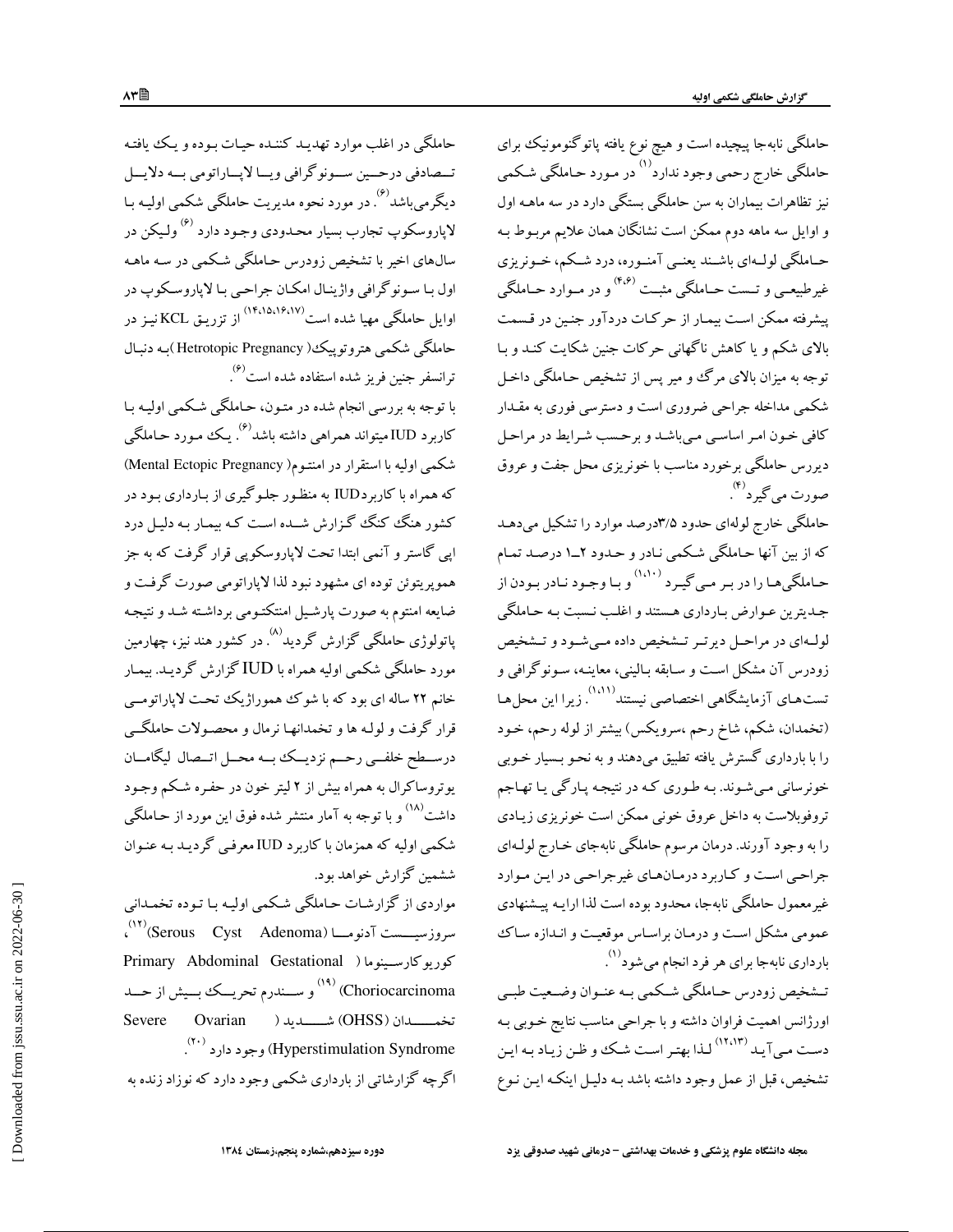حاملگی نابه‌جا پیچیده است و هیچ نوع یافته پاتوگنومونیک برای حاملگی خارج رحمی وجود ندارد[1] در مورد حاملگی شکمی نیز تظاهرات بیماران به سن حاملگی بستگی دارد در سه ماهه اول و اوایل سه ماهه دوم ممکن است نشانگان همان علایم مربوط به حاملگی لوله‌ای باشند یعنی آمنوره، درد شکم، خونریزی غیرطبیعی و تست حاملگی مثبت[4,6] و در موارد حاملگی پیشرفته ممکن است بیمار از حرکات دردآور جنین در قسمت بالای شکم و یا کاهش ناگهانی حرکات جنین شکایت کند و با توجه به میزان بالای مرگ و میر پس از تشخیص حاملگی داخل شکمی مداخله جراحی ضروری است و دسترسی فوری به مقدار کافی خون امر اساسی می‌باشد و برحسب شرایط در مراحل دیررس حاملگی برخورد مناسب با خونریزی محل جفت و عروق صورت می‌گیرد[4].

حاملگی خارج لوله‌ای حدود ۳/۵درصد موارد را تشکیل می‌دهد که از بین آنها حاملگی شکمی نادر و حدود ۲ــ۱ درصد تمام حاملگی‌ها را در بر می‌گیرد[1,10] و با وجود نادر بودن از جدیترین عوارض بارداری هستند و اغلب نسبت به حاملگی لوله‌ای در مراحل دیرتر تشخیص داده می‌شود و تشخیص زودرس آن مشکل است و سابقه بالینی، معاینه، سونوگرافی و تست‌های آزمایشگاهی اختصاصی نیستند[1,11]. زیرا این محل‌ها (تخمدان، شکم، شاخ رحم ،سرویکس) بیشتر از لوله رحم، خود را با بارداری گسترش یافته تطبیق می‌دهند و به نحو بسیار خوبی خونرسانی می‌شوند. به طوری که در نتیجه پارگی یا تهاجم تروفوبلاست به داخل عروق خونی ممکن است خونریزی زیادی را به وجود آورند. درمان مرسوم حاملگی نابه‌جای خارج لوله‌ای جراحی است و کاربرد درمان‌های غیرجراحی در این موارد غیرمعمول حاملگی نابه‌جا، محدود بوده است لذا ارایه پیشنهادی عمومی مشکل است و درمان براساس موقعیت و اندازه ساک بارداری نابه‌جا برای هر فرد انجام می‌شود[1].

تشخیص زودرس حاملگی شکمی به عنوان وضعیت طبی اورژانس اهمیت فراوان داشته و با جراحی مناسب نتایج خوبی به دست می‌آید[12,13] لذا بهتر است شک و ظن زیاد به این تشخیص، قبل از عمل وجود داشته باشد به دلیل اینکه این نوع حاملگی در اغلب موارد تهدید کننده حیات بوده و یک یافته تصادفی درحین سونوگرافی ویا لاپاراتومی به دلایل دیگرمی‌باشد[6]. در مورد نحوه مدیریت حاملگی شکمی اولیه با لاپاروسکوپ تجارب بسیار محدودی وجود دارد[6] ولیکن در سال‌های اخیر با تشخیص زودرس حاملگی شکمی در سه ماهه اول با سونوگرافی واژینال امکان جراحی با لاپاروسکوپ در اوایل حاملگی مهیا شده است[14,15,16,17] از تزریق KCL نیز در حاملگی شکمی هتروتوپیک( Hetrotopic Pregnancy )به دنبال ترانسفر جنین فریز شده استفاده شده است[6].

با توجه به بررسی انجام شده در متون، حاملگی شکمی اولیه با کاربرد IUD میتواند همراهی داشته باشد[6]. یک مورد حاملگی شکمی اولیه با استقرار در امنتوم( Mental Ectopic Pregnancy) که همراه با کاربردIUD به منظور جلوگیری از بارداری بود در کشور هنگ کنگ گزارش شده است که بیمار به دلیل درد اپی گاستر و آنمی ابتدا تحت لاپاروسکوپی قرار گرفت که به جز هموپریتوئن توده ای مشهود نبود لذا لاپاراتومی صورت گرفت و ضایعه امنتوم به صورت پارشیل امنتکتومی برداشته شد و نتیجه پاتولوژی حاملگی گزارش گردید[8]. در کشور هند نیز، چهارمین مورد حاملگی شکمی اولیه همراه با IUD گزارش گردید. بیمار خانم ۲۲ ساله ای بود که با شوک هموراژیک تحت لاپاراتومی قرار گرفت و لوله ها و تخمدانها نرمال و محصولات حاملگی درسطح خلفی رحم نزدیک به محل اتصال لیگامان یوتروساکرال به همراه بیش از ۲ لیتر خون در حفره شکم وجود داشت[18] و با توجه به آمار منتشر شده فوق این مورد از حاملگی شکمی اولیه که همزمان با کاربرد IUD معرفی گردید به عنوان ششمین گزارش خواهد بود.

مواردی از گزارشات حاملگی شکمی اولیه با توده تخمدانی سروزسیست آدنوما (Serous Cyst Adenoma)[12]، کوریوکارسینوما ( Primary Abdominal Gestational Choriocarcinoma)[19] و سندرم تحریک بیش از حد تخمدان (OHSS) شدید ( Severe Ovarian Hyperstimulation Syndrome) وجود دارد[20].

اگرچه گزارشاتی از بارداری شکمی وجود دارد که نوزاد زنده به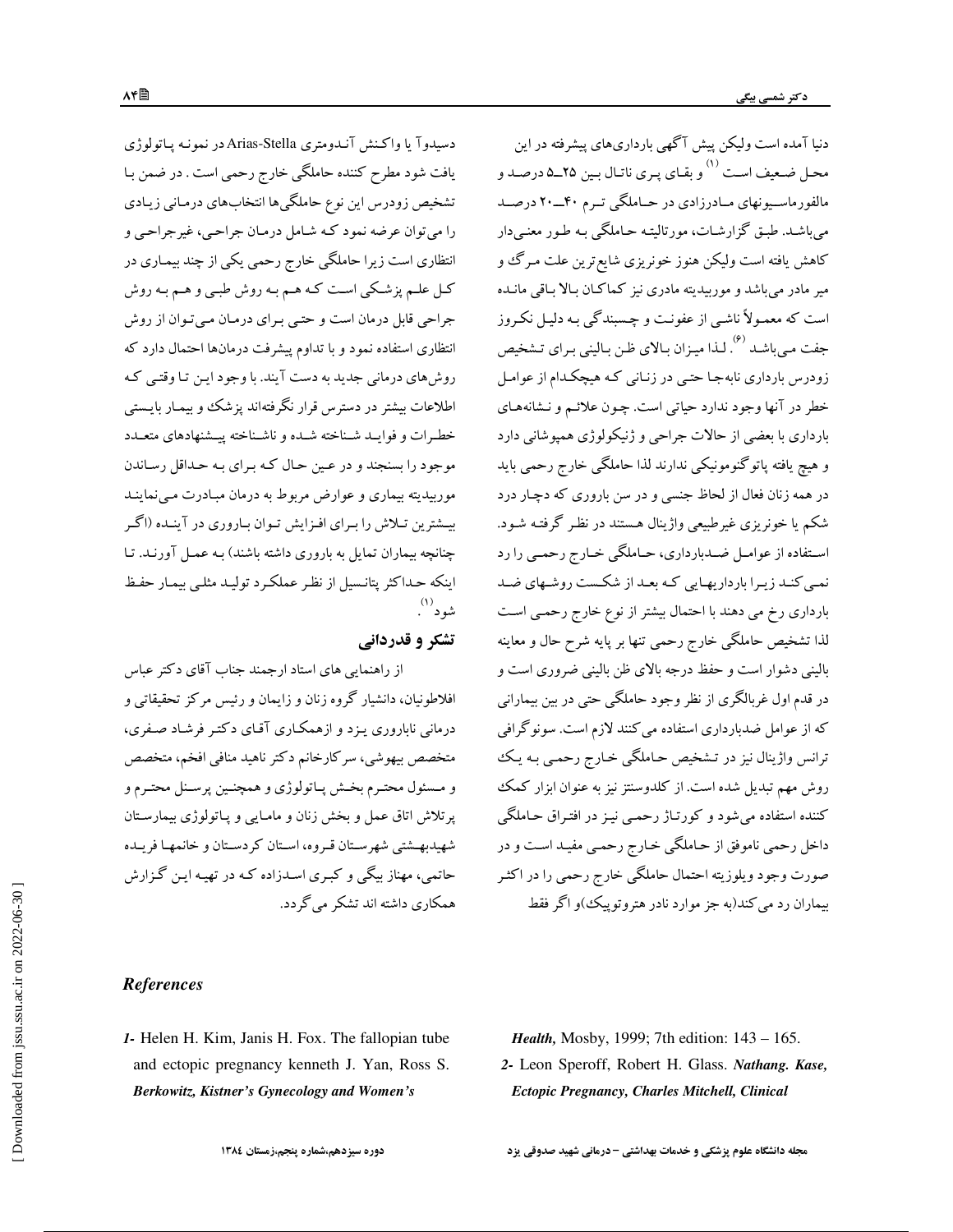دنیا آمده است ولیکن پیش آگهی بارداری‌های پیشرفته در این محل ضعیف است [1] و بقای پری ناتال بین ۲۵ــ۵ درصد و مالفورماسیونهای مادرزادی در حاملگی ترم ۴۰ــ۲۰ درصد می‌باشد. طبق گزارشات، مورتالیته حاملگی به طور معنی‌دار کاهش یافته است ولیکن هنوز خونریزی شایع‌ترین علت مرگ و میر مادر می‌باشد و موربیدیته مادری نیز کماکان بالا باقی مانده است که معمولاً ناشی از عفونت و چسبندگی به دلیل نکروز جفت می‌باشد [6]. لذا میزان بالای ظن بالینی برای تشخیص زودرس بارداری نابه‌جا حتی در زنانی که هیچکدام از عوامل خطر در آنها وجود ندارد حیاتی است. چون علائم و نشانه‌های بارداری با بعضی از حالات جراحی و ژنیکولوژی همپوشانی دارد و هیچ یافته پاتوگنومونیکی ندارند لذا حاملگی خارج رحمی باید در همه زنان فعال از لحاظ جنسی و در سن باروری که دچار درد شکم یا خونریزی غیرطبیعی واژینال هستند در نظر گرفته شود. استفاده از عوامل ضدبارداری، حاملگی خارج رحمی را رد نمی‌کند زیرا بارداریهایی که بعد از شکست روشهای ضد بارداری رخ می دهند با احتمال بیشتر از نوع خارج رحمی است لذا تشخیص حاملگی خارج رحمی تنها بر پایه شرح حال و معاینه بالینی دشوار است و حفظ درجه بالای ظن بالینی ضروری است و در قدم اول غربالگری از نظر وجود حاملگی حتی در بین بیمارانی که از عوامل ضدبارداری استفاده می کنند لازم است. سونوگرافی ترانس واژینال نیز در تشخیص حاملگی خارج رحمی به یک روش مهم تبدیل شده است. از کلدوسنتز نیز به عنوان ابزار کمک کننده استفاده می‌شود و کورتاژ رحمی نیز در افتراق حاملگی داخل رحمی ناموفق از حاملگی خارج رحمی مفید است و در صورت وجود ویلوزیته احتمال حاملگی خارج رحمی را در اکثر بیماران رد می کند(به جز موارد نادر هتروتوپیک)و اگر فقط دسیدوآ یا واکنش آندومتری Arias-Stella در نمونه پاتولوژی یافت شود مطرح کننده حاملگی خارج رحمی است . در ضمن با تشخیص زودرس این نوع حاملگی‌ها انتخاب‌های درمانی زیادی را می‌توان عرضه نمود که شامل درمان جراحی، غیرجراحی و انتظاری است زیرا حاملگی خارج رحمی یکی از چند بیماری در کل علم پزشکی است که هم به روش طبی و هم به روش جراحی قابل درمان است و حتی برای درمان می‌توان از روش انتظاری استفاده نمود و با تداوم پیشرفت درمان‌ها احتمال دارد که روش‌های درمانی جدید به دست آیند. با وجود این تا وقتی که اطلاعات بیشتر در دسترس قرار نگرفته‌اند پزشک و بیمار بایستی خطرات و فواید شناخته شده و ناشناخته پیشنهادهای متعدد موجود را بسنجند و در عین حال که برای به حداقل رساندن موربیدیته بیماری و عوارض مربوط به درمان مبادرت می‌نمایند بیشترین تلاش را برای افزایش توان باروری در آینده (اگر چنانچه بیماران تمایل به باروری داشته باشند) به عمل آورند. تا اینکه حداکثر پتانسیل از نظر عملکرد تولید مثلی بیمار حفظ شود [1].

## تشکر و قدردانی

از راهنمایی های استاد ارجمند جناب آقای دکتر عباس افلاطونیان، دانشیار گروه زنان و زایمان و رئیس مرکز تحقیقاتی و درمانی ناباروری یزد و ازهمکاری آقای دکتر فرشاد صفری، متخصص بیهوشی، سرکارخانم دکتر ناهید منافی افخم، متخصص و مسئول محترم بخش پاتولوژی و همچنین پرسنل محترم و پرتلاش اتاق عمل و بخش زنان و مامایی و پاتولوژی بیمارستان شهیدبهشتی شهرستان قروه، استان کردستان و خانمها فریده حاتمی، مهناز بیگی و کبری اسدزاده که در تهیه این گزارش همکاری داشته اند تشکر می گردد.

## *References*

1- Helen H. Kim, Janis H. Fox. The fallopian tube and ectopic pregnancy kenneth J. Yan, Ross S. ***Berkowitz, Kistner's Gynecology and Women's Health,*** Mosby, 1999; 7th edition: 143 – 165.

2- Leon Speroff, Robert H. Glass. ***Nathang. Kase, Ectopic Pregnancy, Charles Mitchell, Clinical***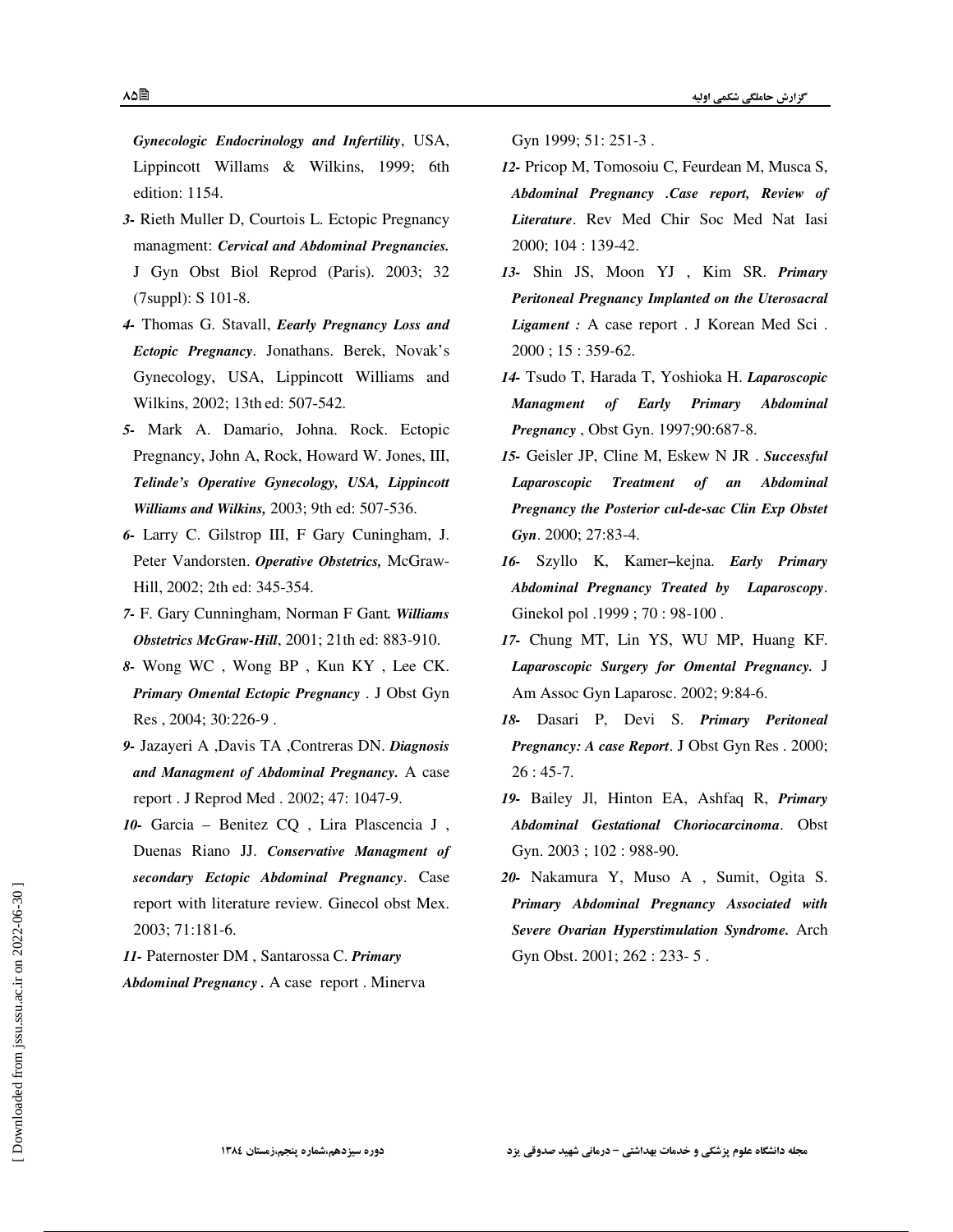*Gynecologic Endocrinology and Infertility*, USA, Lippincott Willams & Wilkins, 1999; 6th edition: 1154.

*3-* Rieth Muller D, Courtois L. Ectopic Pregnancy managment: ***Cervical and Abdominal Pregnancies.*** J Gyn Obst Biol Reprod (Paris). 2003; 32 (7suppl): S 101-8.

*4-* Thomas G. Stavall, ***Eearly Pregnancy Loss and Ectopic Pregnancy***. Jonathans. Berek, Novak's Gynecology, USA, Lippincott Williams and Wilkins, 2002; 13th ed: 507-542.

*5-* Mark A. Damario, Johna. Rock. Ectopic Pregnancy, John A, Rock, Howard W. Jones, III, ***Telinde's Operative Gynecology, USA, Lippincott Williams and Wilkins,*** 2003; 9th ed: 507-536.

*6-* Larry C. Gilstrop III, F Gary Cuningham, J. Peter Vandorsten. ***Operative Obstetrics,*** McGraw-Hill, 2002; 2th ed: 345-354.

*7-* F. Gary Cunningham, Norman F Gant. ***Williams Obstetrics McGraw-Hill***, 2001; 21th ed: 883-910.

*8-* Wong WC , Wong BP , Kun KY , Lee CK. ***Primary Omental Ectopic Pregnancy*** . J Obst Gyn Res , 2004; 30:226-9 .

*9-* Jazayeri A ,Davis TA ,Contreras DN. ***Diagnosis and Managment of Abdominal Pregnancy.*** A case report . J Reprod Med . 2002; 47: 1047-9.

*10-* Garcia – Benitez CQ , Lira Plascencia J , Duenas Riano JJ. ***Conservative Managment of secondary Ectopic Abdominal Pregnancy***. Case report with literature review. Ginecol obst Mex. 2003; 71:181-6.

*11-* Paternoster DM , Santarossa C. ***Primary Abdominal Pregnancy .*** A case report . Minerva Gyn 1999; 51: 251-3 .

*12-* Pricop M, Tomosoiu C, Feurdean M, Musca S, ***Abdominal Pregnancy .Case report, Review of Literature***. Rev Med Chir Soc Med Nat Iasi 2000; 104 : 139-42.

*13-* Shin JS, Moon YJ , Kim SR. ***Primary Peritoneal Pregnancy Implanted on the Uterosacral Ligament :*** A case report . J Korean Med Sci . 2000 ; 15 : 359-62.

*14-* Tsudo T, Harada T, Yoshioka H. ***Laparoscopic Managment of Early Primary Abdominal Pregnancy*** , Obst Gyn. 1997;90:687-8.

*15-* Geisler JP, Cline M, Eskew N JR . ***Successful Laparoscopic Treatment of an Abdominal Pregnancy the Posterior cul-de-sac Clin Exp Obstet Gyn***. 2000; 27:83-4.

*16-* Szyllo K, Kamer–kejna. ***Early Primary Abdominal Pregnancy Treated by Laparoscopy***. Ginekol pol .1999 ; 70 : 98-100 .

*17-* Chung MT, Lin YS, WU MP, Huang KF. ***Laparoscopic Surgery for Omental Pregnancy.*** J Am Assoc Gyn Laparosc. 2002; 9:84-6.

*18-* Dasari P, Devi S. ***Primary Peritoneal Pregnancy: A case Report***. J Obst Gyn Res . 2000; 26 : 45-7.

*19-* Bailey Jl, Hinton EA, Ashfaq R, ***Primary Abdominal Gestational Choriocarcinoma***. Obst Gyn. 2003 ; 102 : 988-90.

*20-* Nakamura Y, Muso A , Sumit, Ogita S. ***Primary Abdominal Pregnancy Associated with Severe Ovarian Hyperstimulation Syndrome.*** Arch Gyn Obst. 2001; 262 : 233- 5 .